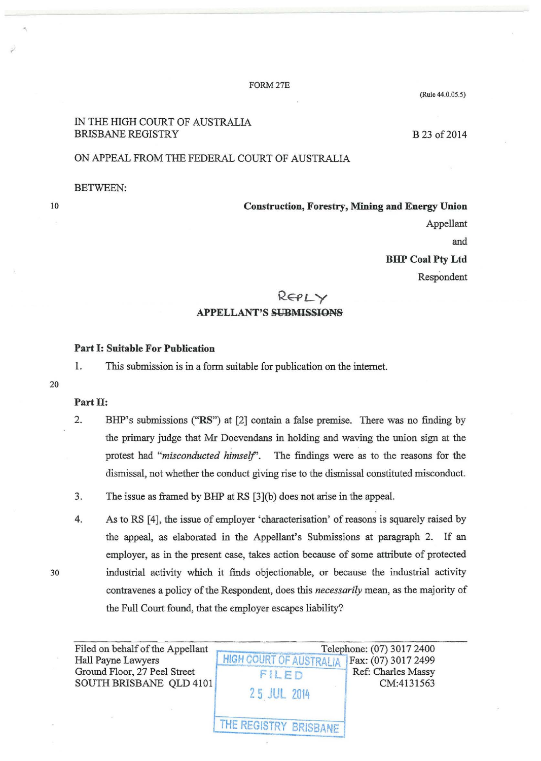FORM 27E

(Rule 44.0.05.5)

IN THE HIGH COURT OF AUSTRALIA
BRISBANE REGISTRY

B 23 of 2014

ON APPEAL FROM THE FEDERAL COURT OF AUSTRALIA

BETWEEN:

**Construction, Forestry, Mining and Energy Union**
Appellant

and

**BHP Coal Pty Ltd**
Respondent

REPLY

**APPELLANT'S ~~SUBMISSIONS~~**

**Part I: Suitable For Publication**

1. This submission is in a form suitable for publication on the internet.

**Part II:**

2. BHP's submissions ("**RS**") at [2] contain a false premise. There was no finding by the primary judge that Mr Doevendans in holding and waving the union sign at the protest had "*misconducted himself*". The findings were as to the reasons for the dismissal, not whether the conduct giving rise to the dismissal constituted misconduct.

3. The issue as framed by BHP at RS [3](b) does not arise in the appeal.

4. As to RS [4], the issue of employer 'characterisation' of reasons is squarely raised by the appeal, as elaborated in the Appellant's Submissions at paragraph 2. If an employer, as in the present case, takes action because of some attribute of protected industrial activity which it finds objectionable, or because the industrial activity contravenes a policy of the Respondent, does this *necessarily* mean, as the majority of the Full Court found, that the employer escapes liability?

Filed on behalf of the Appellant
Hall Payne Lawyers
Ground Floor, 27 Peel Street
SOUTH BRISBANE QLD 4101

HIGH COURT OF AUSTRALIA
FILED
25 JUL 2014
THE REGISTRY BRISBANE

Telephone: (07) 3017 2400
Fax: (07) 3017 2499
Ref: Charles Massy
CM:4131563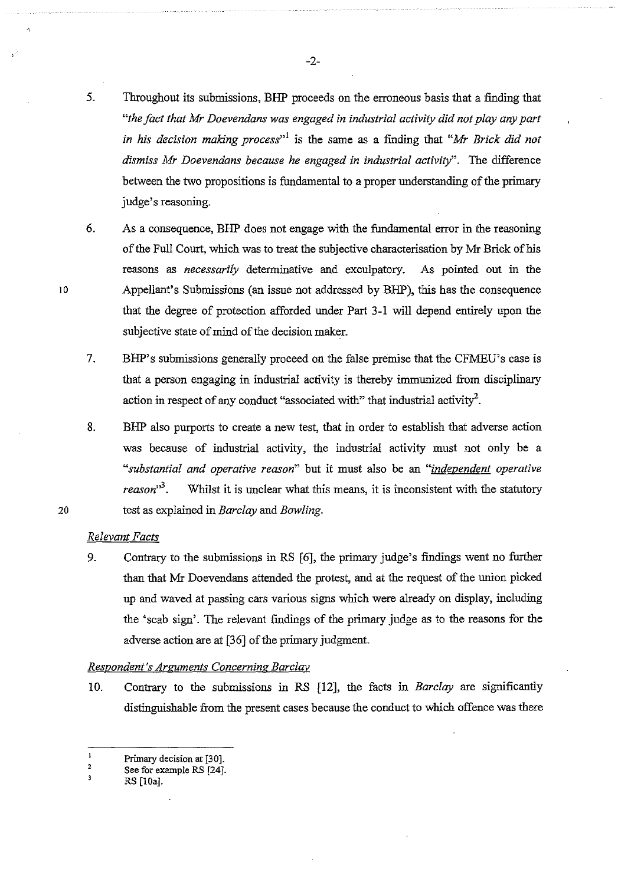5. Throughout its submissions, BHP proceeds on the erroneous basis that a finding that *"the fact that Mr Doevendans was engaged in industrial activity did not play any part in his decision making process"*[1] is the same as a finding that *"Mr Brick did not dismiss Mr Doevendans because he engaged in industrial activity"*. The difference between the two propositions is fundamental to a proper understanding of the primary judge's reasoning.

6. As a consequence, BHP does not engage with the fundamental error in the reasoning of the Full Court, which was to treat the subjective characterisation by Mr Brick of his reasons as *necessarily* determinative and exculpatory. As pointed out in the Appellant's Submissions (an issue not addressed by BHP), this has the consequence that the degree of protection afforded under Part 3-1 will depend entirely upon the subjective state of mind of the decision maker.

7. BHP's submissions generally proceed on the false premise that the CFMEU's case is that a person engaging in industrial activity is thereby immunized from disciplinary action in respect of any conduct "associated with" that industrial activity[2].

8. BHP also purports to create a new test, that in order to establish that adverse action was because of industrial activity, the industrial activity must not only be a *"substantial and operative reason"* but it must also be an *"__independent__ operative reason"*[3]. Whilst it is unclear what this means, it is inconsistent with the statutory test as explained in *Barclay* and *Bowling*.

*__Relevant Facts__*

9. Contrary to the submissions in RS [6], the primary judge's findings went no further than that Mr Doevendans attended the protest, and at the request of the union picked up and waved at passing cars various signs which were already on display, including the 'scab sign'. The relevant findings of the primary judge as to the reasons for the adverse action are at [36] of the primary judgment.

*__Respondent's Arguments Concerning Barclay__*

10. Contrary to the submissions in RS [12], the facts in *Barclay* are significantly distinguishable from the present cases because the conduct to which offence was there

---

[1] Primary decision at [30].
[2] See for example RS [24].
[3] RS [10a].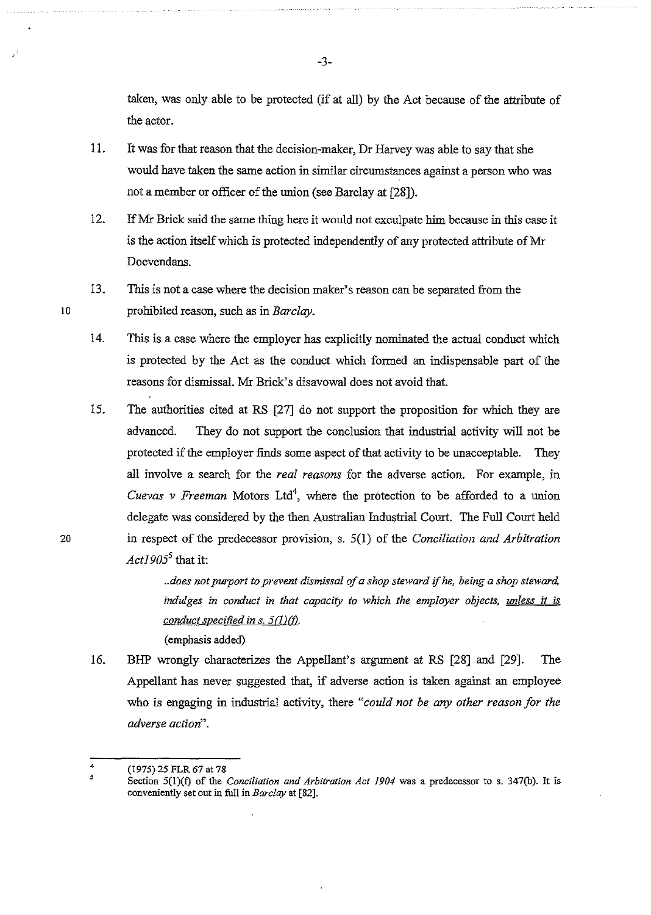taken, was only able to be protected (if at all) by the Act because of the attribute of the actor.

11. It was for that reason that the decision-maker, Dr Harvey was able to say that she would have taken the same action in similar circumstances against a person who was not a member or officer of the union (see Barclay at [28]).

12. If Mr Brick said the same thing here it would not exculpate him because in this case it is the action itself which is protected independently of any protected attribute of Mr Doevendans.

13. This is not a case where the decision maker's reason can be separated from the prohibited reason, such as in *Barclay*.

14. This is a case where the employer has explicitly nominated the actual conduct which is protected by the Act as the conduct which formed an indispensable part of the reasons for dismissal. Mr Brick's disavowal does not avoid that.

15. The authorities cited at RS [27] do not support the proposition for which they are advanced. They do not support the conclusion that industrial activity will not be protected if the employer finds some aspect of that activity to be unacceptable. They all involve a search for the *real reasons* for the adverse action. For example, in *Cuevas v Freeman* Motors Ltd[4], where the protection to be afforded to a union delegate was considered by the then Australian Industrial Court. The Full Court held in respect of the predecessor provision, s. 5(1) of the *Conciliation and Arbitration Act1905*[5] that it:

> *..does not purport to prevent dismissal of a shop steward if he, being a shop steward, indulges in conduct in that capacity to which the employer objects, unless it is conduct specified in s. 5(1)(f).*
>
> (emphasis added)

16. BHP wrongly characterizes the Appellant's argument at RS [28] and [29]. The Appellant has never suggested that, if adverse action is taken against an employee who is engaging in industrial activity, there "*could not be any other reason for the adverse action*".

---

[4] (1975) 25 FLR 67 at 78

[5] Section 5(1)(f) of the *Conciliation and Arbitration Act 1904* was a predecessor to s. 347(b). It is conveniently set out in full in *Barclay* at [82].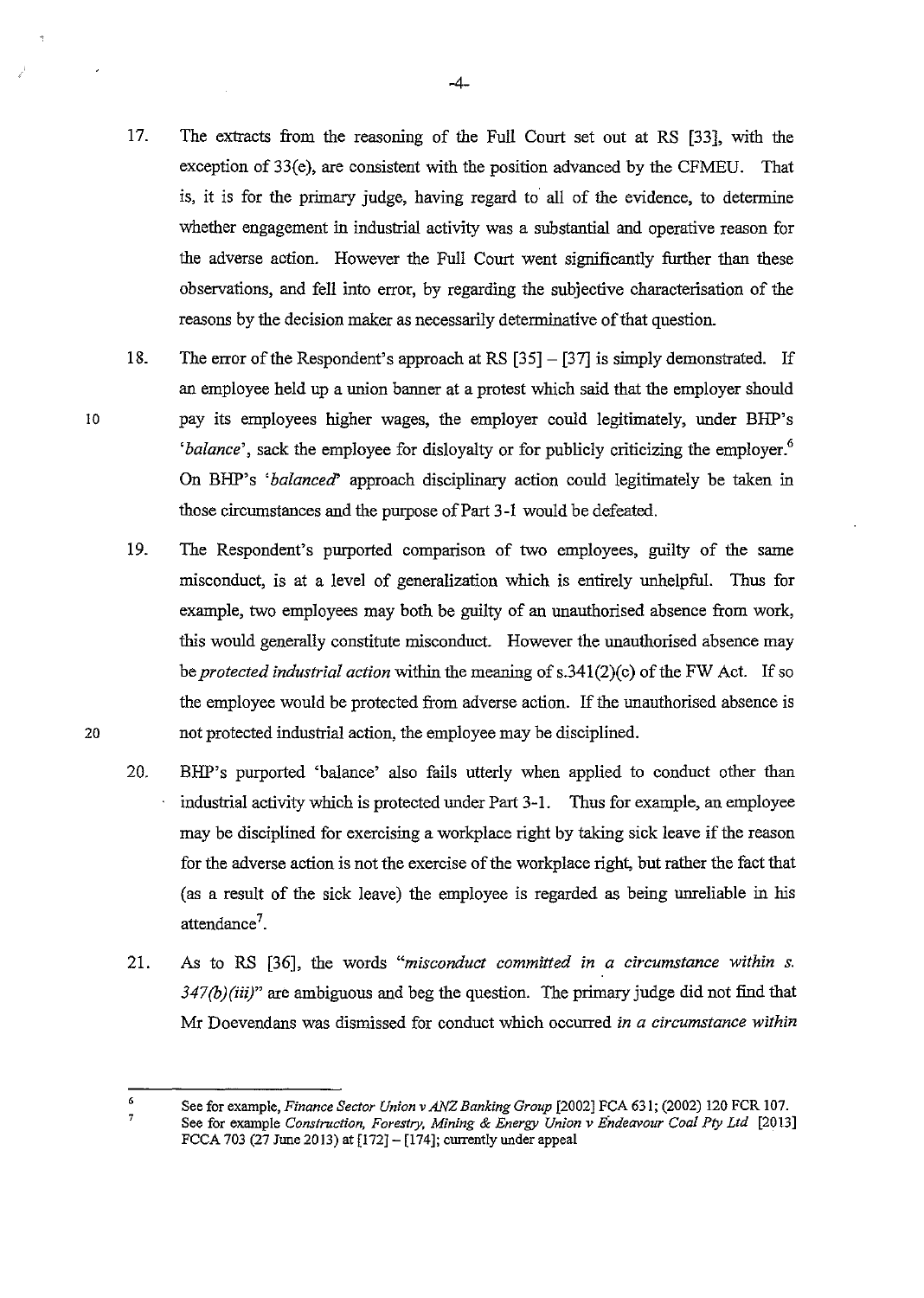17. The extracts from the reasoning of the Full Court set out at RS [33], with the exception of 33(e), are consistent with the position advanced by the CFMEU. That is, it is for the primary judge, having regard to all of the evidence, to determine whether engagement in industrial activity was a substantial and operative reason for the adverse action. However the Full Court went significantly further than these observations, and fell into error, by regarding the subjective characterisation of the reasons by the decision maker as necessarily determinative of that question.

18. The error of the Respondent's approach at RS [35] – [37] is simply demonstrated. If an employee held up a union banner at a protest which said that the employer should pay its employees higher wages, the employer could legitimately, under BHP's '*balance*', sack the employee for disloyalty or for publicly criticizing the employer.[6] On BHP's '*balanced*' approach disciplinary action could legitimately be taken in those circumstances and the purpose of Part 3-1 would be defeated.

19. The Respondent's purported comparison of two employees, guilty of the same misconduct, is at a level of generalization which is entirely unhelpful. Thus for example, two employees may both be guilty of an unauthorised absence from work, this would generally constitute misconduct. However the unauthorised absence may be *protected industrial action* within the meaning of s.341(2)(c) of the FW Act. If so the employee would be protected from adverse action. If the unauthorised absence is not protected industrial action, the employee may be disciplined.

20. BHP's purported 'balance' also fails utterly when applied to conduct other than industrial activity which is protected under Part 3-1. Thus for example, an employee may be disciplined for exercising a workplace right by taking sick leave if the reason for the adverse action is not the exercise of the workplace right, but rather the fact that (as a result of the sick leave) the employee is regarded as being unreliable in his attendance[7].

21. As to RS [36], the words "*misconduct committed in a circumstance within s. 347(b)(iii)*" are ambiguous and beg the question. The primary judge did not find that Mr Doevendans was dismissed for conduct which occurred *in a circumstance within*

---

[6] See for example, *Finance Sector Union v ANZ Banking Group* [2002] FCA 631; (2002) 120 FCR 107.

[7] See for example *Construction, Forestry, Mining & Energy Union v Endeavour Coal Pty Ltd* [2013] FCCA 703 (27 June 2013) at [172] – [174]; currently under appeal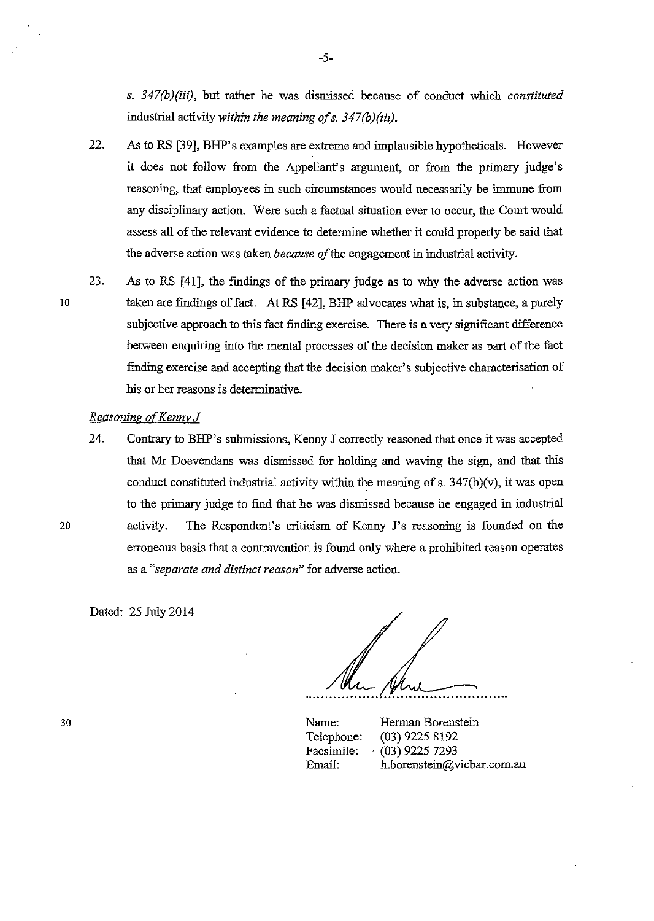*s. 347(b)(iii)*, but rather he was dismissed because of conduct which *constituted* industrial activity *within the meaning of s. 347(b)(iii)*.

22. As to RS [39], BHP's examples are extreme and implausible hypotheticals. However it does not follow from the Appellant's argument, or from the primary judge's reasoning, that employees in such circumstances would necessarily be immune from any disciplinary action. Were such a factual situation ever to occur, the Court would assess all of the relevant evidence to determine whether it could properly be said that the adverse action was taken *because of* the engagement in industrial activity.

23. As to RS [41], the findings of the primary judge as to why the adverse action was taken are findings of fact. At RS [42], BHP advocates what is, in substance, a purely subjective approach to this fact finding exercise. There is a very significant difference between enquiring into the mental processes of the decision maker as part of the fact finding exercise and accepting that the decision maker's subjective characterisation of his or her reasons is determinative.

*Reasoning of Kenny J*

24. Contrary to BHP's submissions, Kenny J correctly reasoned that once it was accepted that Mr Doevendans was dismissed for holding and waving the sign, and that this conduct constituted industrial activity within the meaning of s. 347(b)(v), it was open to the primary judge to find that he was dismissed because he engaged in industrial activity. The Respondent's criticism of Kenny J's reasoning is founded on the erroneous basis that a contravention is found only where a prohibited reason operates as a *"separate and distinct reason"* for adverse action.

Dated: 25 July 2014

| | |
|---|---|
| Name: | Herman Borenstein |
| Telephone: | (03) 9225 8192 |
| Facsimile: | (03) 9225 7293 |
| Email: | h.borenstein@vicbar.com.au |